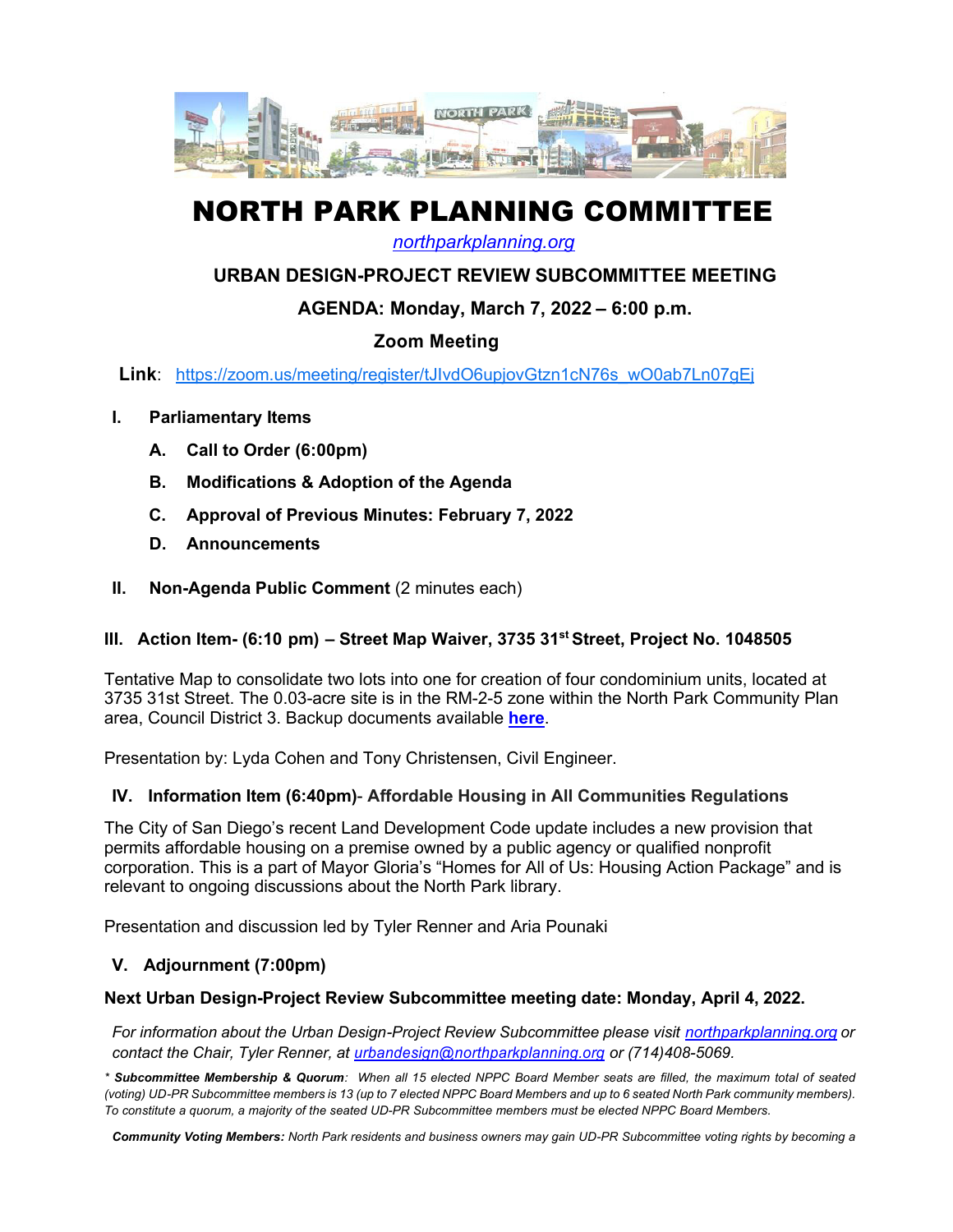# NORTH PARK PLANNING COMMITTEE

northparkplanning.org

## URBAN DESIGN-PROJECT REVIEW SUBCOMMITTEE MEETING

### AGENDA: Monday, March 7, 2022 – 6:00 p.m.

### Zoom Meeting

**Link**: https://zoom.us/meeting/register/tJIvdO6upjovGtzn1cN76s_wO0ab7Ln07gEj

**I. Parliamentary Items**

- **A. Call to Order (6:00pm)**
- **B. Modifications & Adoption of the Agenda**
- **C. Approval of Previous Minutes: February 7, 2022**
- **D. Announcements**

**II. Non-Agenda Public Comment** (2 minutes each)

**III. Action Item- (6:10 pm) – Street Map Waiver, 3735 31st Street, Project No. 1048505**

Tentative Map to consolidate two lots into one for creation of four condominium units, located at 3735 31st Street. The 0.03-acre site is in the RM-2-5 zone within the North Park Community Plan area, Council District 3. Backup documents available **here**.

Presentation by: Lyda Cohen and Tony Christensen, Civil Engineer.

**IV. Information Item (6:40pm)- Affordable Housing in All Communities Regulations**

The City of San Diego's recent Land Development Code update includes a new provision that permits affordable housing on a premise owned by a public agency or qualified nonprofit corporation. This is a part of Mayor Gloria's "Homes for All of Us: Housing Action Package" and is relevant to ongoing discussions about the North Park library.

Presentation and discussion led by Tyler Renner and Aria Pounaki

**V. Adjournment (7:00pm)**

**Next Urban Design-Project Review Subcommittee meeting date: Monday, April 4, 2022.**

*For information about the Urban Design-Project Review Subcommittee please visit northparkplanning.org or contact the Chair, Tyler Renner, at urbandesign@northparkplanning.org or (714)408-5069.*

* ***Subcommittee Membership & Quorum**: When all 15 elected NPPC Board Member seats are filled, the maximum total of seated (voting) UD-PR Subcommittee members is 13 (up to 7 elected NPPC Board Members and up to 6 seated North Park community members). To constitute a quorum, a majority of the seated UD-PR Subcommittee members must be elected NPPC Board Members.*

***Community Voting Members:** North Park residents and business owners may gain UD-PR Subcommittee voting rights by becoming a*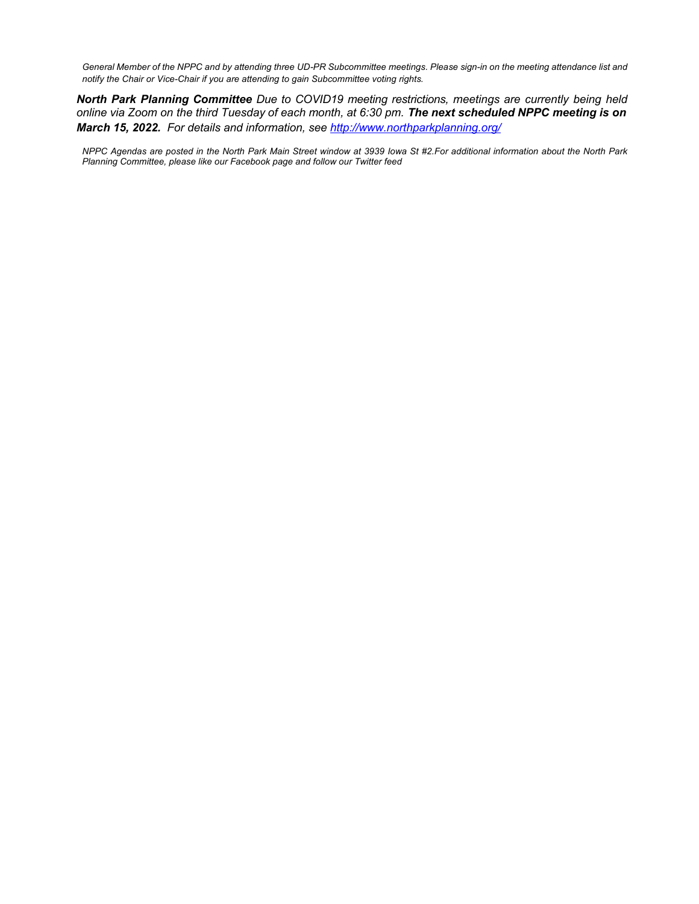*General Member of the NPPC and by attending three UD-PR Subcommittee meetings. Please sign-in on the meeting attendance list and notify the Chair or Vice-Chair if you are attending to gain Subcommittee voting rights.*

***North Park Planning Committee*** *Due to COVID19 meeting restrictions, meetings are currently being held online via Zoom on the third Tuesday of each month, at 6:30 pm.* ***The next scheduled NPPC meeting is on March 15, 2022.*** *For details and information, see [http://www.northparkplanning.org/](http://www.northparkplanning.org/)*

*NPPC Agendas are posted in the North Park Main Street window at 3939 Iowa St #2.For additional information about the North Park Planning Committee, please like our Facebook page and follow our Twitter feed*